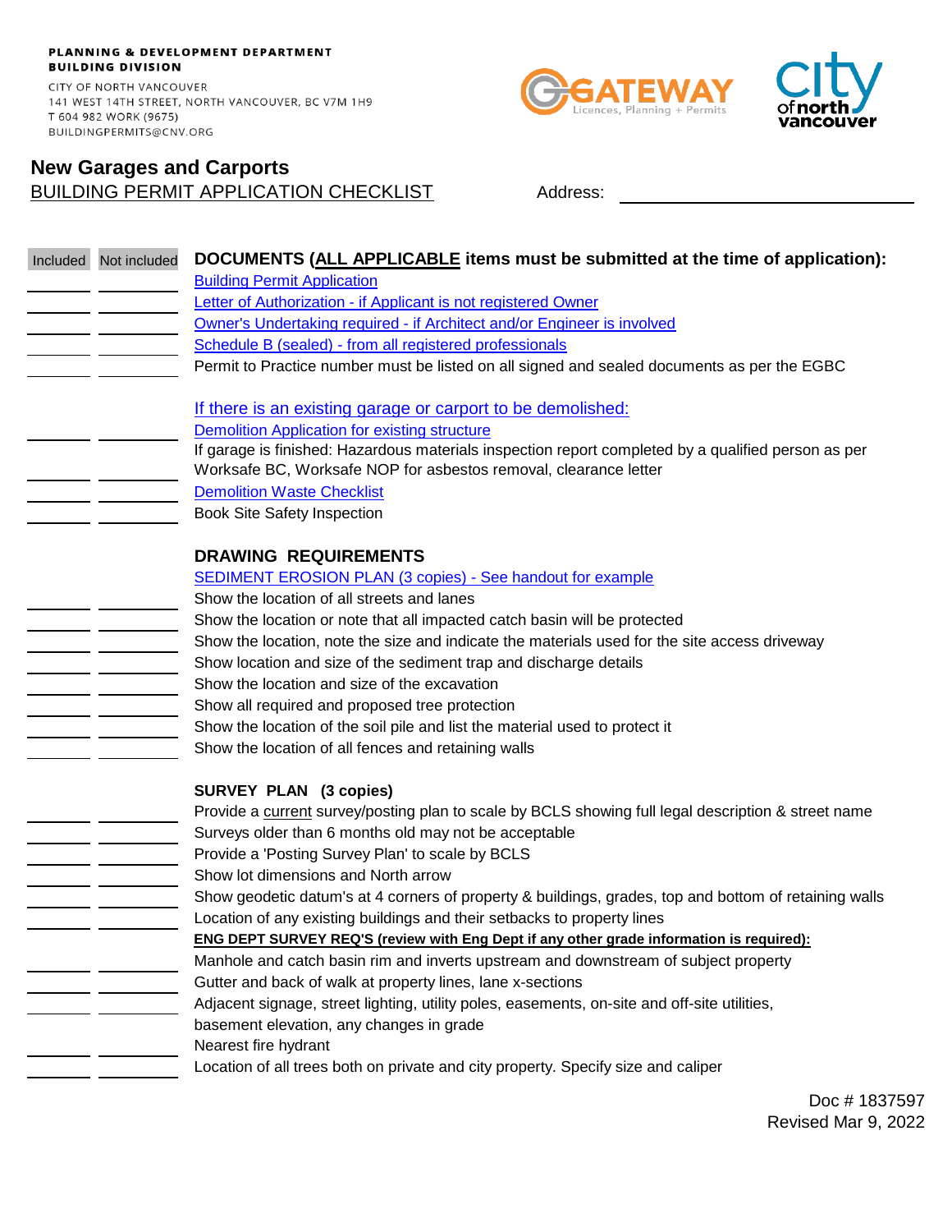PLANNING & DEVELOPMENT DEPARTMENT
BUILDING DIVISION

CITY OF NORTH VANCOUVER
141 WEST 14TH STREET, NORTH VANCOUVER, BC V7M 1H9
T 604 982 WORK (9675)
BUILDINGPERMITS@CNV.ORG

GATEWAY Licences, Planning + Permits

city of north vancouver

## New Garages and Carports

BUILDING PERMIT APPLICATION CHECKLIST

Address: ______________________

| Included | Not included | |
|---|---|---|
| | | **DOCUMENTS (ALL APPLICABLE items must be submitted at the time of application):** |
| ____ | ____ | Building Permit Application |
| ____ | ____ | Letter of Authorization - if Applicant is not registered Owner |
| ____ | ____ | Owner's Undertaking required - if Architect and/or Engineer is involved |
| ____ | ____ | Schedule B (sealed) - from all registered professionals |
| ____ | ____ | Permit to Practice number must be listed on all signed and sealed documents as per the EGBC |
| | | If there is an existing garage or carport to be demolished: |
| ____ | ____ | Demolition Application for existing structure |
| ____ | ____ | If garage is finished: Hazardous materials inspection report completed by a qualified person as per Worksafe BC, Worksafe NOP for asbestos removal, clearance letter |
| ____ | ____ | Demolition Waste Checklist |
| ____ | ____ | Book Site Safety Inspection |
| | | **DRAWING REQUIREMENTS** |
| | | SEDIMENT EROSION PLAN (3 copies) - See handout for example |
| ____ | ____ | Show the location of all streets and lanes |
| ____ | ____ | Show the location or note that all impacted catch basin will be protected |
| ____ | ____ | Show the location, note the size and indicate the materials used for the site access driveway |
| ____ | ____ | Show location and size of the sediment trap and discharge details |
| ____ | ____ | Show the location and size of the excavation |
| ____ | ____ | Show all required and proposed tree protection |
| ____ | ____ | Show the location of the soil pile and list the material used to protect it |
| ____ | ____ | Show the location of all fences and retaining walls |
| | | **SURVEY PLAN (3 copies)** |
| ____ | ____ | Provide a current survey/posting plan to scale by BCLS showing full legal description & street name |
| ____ | ____ | Surveys older than 6 months old may not be acceptable |
| ____ | ____ | Provide a 'Posting Survey Plan' to scale by BCLS |
| ____ | ____ | Show lot dimensions and North arrow |
| ____ | ____ | Show geodetic datum's at 4 corners of property & buildings, grades, top and bottom of retaining walls |
| ____ | ____ | Location of any existing buildings and their setbacks to property lines |
| | | **ENG DEPT SURVEY REQ'S (review with Eng Dept if any other grade information is required):** |
| ____ | ____ | Manhole and catch basin rim and inverts upstream and downstream of subject property |
| ____ | ____ | Gutter and back of walk at property lines, lane x-sections |
| ____ | ____ | Adjacent signage, street lighting, utility poles, easements, on-site and off-site utilities, basement elevation, any changes in grade |
| ____ | ____ | Nearest fire hydrant |
| ____ | ____ | Location of all trees both on private and city property. Specify size and caliper |

Doc # 1837597
Revised Mar 9, 2022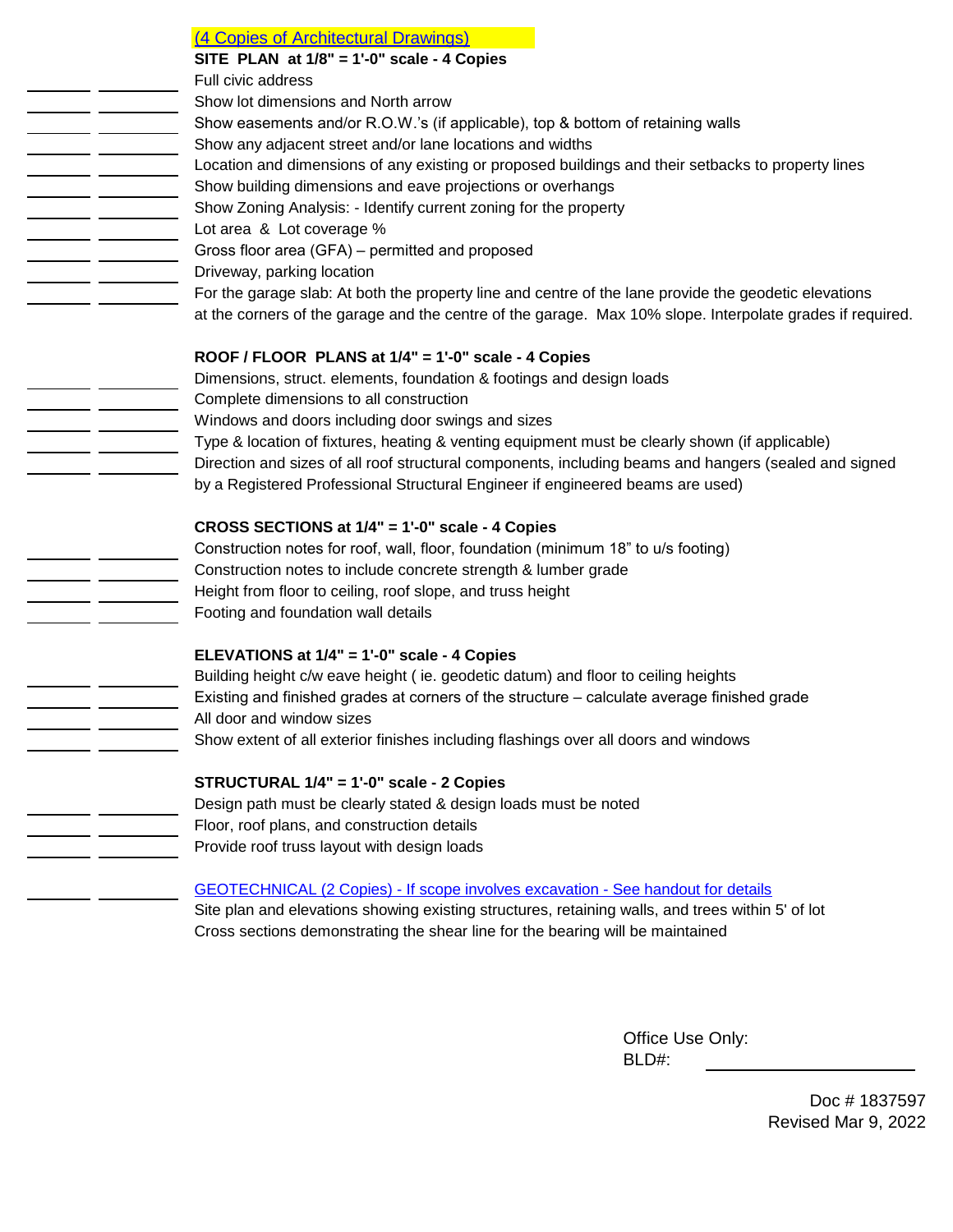(4 Copies of Architectural Drawings)

**SITE PLAN at 1/8" = 1'-0" scale - 4 Copies**

- Full civic address
- Show lot dimensions and North arrow
- Show easements and/or R.O.W.'s (if applicable), top & bottom of retaining walls
- Show any adjacent street and/or lane locations and widths
- Location and dimensions of any existing or proposed buildings and their setbacks to property lines
- Show building dimensions and eave projections or overhangs
- Show Zoning Analysis: - Identify current zoning for the property
- Lot area & Lot coverage %
- Gross floor area (GFA) – permitted and proposed
- Driveway, parking location
- For the garage slab: At both the property line and centre of the lane provide the geodetic elevations at the corners of the garage and the centre of the garage. Max 10% slope. Interpolate grades if required.

**ROOF / FLOOR PLANS at 1/4" = 1'-0" scale - 4 Copies**

- Dimensions, struct. elements, foundation & footings and design loads
- Complete dimensions to all construction
- Windows and doors including door swings and sizes
- Type & location of fixtures, heating & venting equipment must be clearly shown (if applicable)
- Direction and sizes of all roof structural components, including beams and hangers (sealed and signed by a Registered Professional Structural Engineer if engineered beams are used)

**CROSS SECTIONS at 1/4" = 1'-0" scale - 4 Copies**

- Construction notes for roof, wall, floor, foundation (minimum 18" to u/s footing)
- Construction notes to include concrete strength & lumber grade
- Height from floor to ceiling, roof slope, and truss height
- Footing and foundation wall details

**ELEVATIONS at 1/4" = 1'-0" scale - 4 Copies**

- Building height c/w eave height ( ie. geodetic datum) and floor to ceiling heights
- Existing and finished grades at corners of the structure – calculate average finished grade
- All door and window sizes
- Show extent of all exterior finishes including flashings over all doors and windows

**STRUCTURAL 1/4" = 1'-0" scale - 2 Copies**

- Design path must be clearly stated & design loads must be noted
- Floor, roof plans, and construction details
- Provide roof truss layout with design loads

GEOTECHNICAL (2 Copies) - If scope involves excavation - See handout for details

Site plan and elevations showing existing structures, retaining walls, and trees within 5' of lot

Cross sections demonstrating the shear line for the bearing will be maintained

Office Use Only:

BLD#: ____________________

Doc # 1837597

Revised Mar 9, 2022